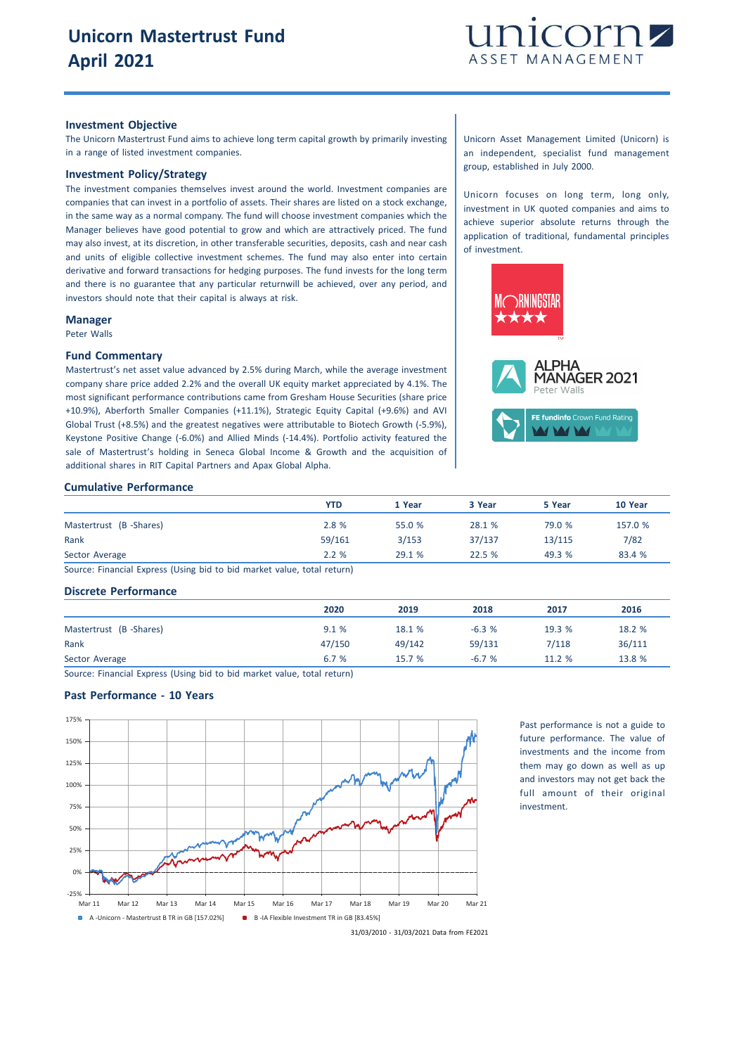# Unicorn Mastertrust Fund
# April 2021

unicorn ASSET MANAGEMENT

## Investment Objective

The Unicorn Mastertrust Fund aims to achieve long term capital growth by primarily investing in a range of listed investment companies.

## Investment Policy/Strategy

The investment companies themselves invest around the world. Investment companies are companies that can invest in a portfolio of assets. Their shares are listed on a stock exchange, in the same way as a normal company. The fund will choose investment companies which the Manager believes have good potential to grow and which are attractively priced. The fund may also invest, at its discretion, in other transferable securities, deposits, cash and near cash and units of eligible collective investment schemes. The fund may also enter into certain derivative and forward transactions for hedging purposes. The fund invests for the long term and there is no guarantee that any particular returnwill be achieved, over any period, and investors should note that their capital is always at risk.

## Manager

Peter Walls

## Fund Commentary

Mastertrust's net asset value advanced by 2.5% during March, while the average investment company share price added 2.2% and the overall UK equity market appreciated by 4.1%. The most significant performance contributions came from Gresham House Securities (share price +10.9%), Aberforth Smaller Companies (+11.1%), Strategic Equity Capital (+9.6%) and AVI Global Trust (+8.5%) and the greatest negatives were attributable to Biotech Growth (-5.9%), Keystone Positive Change (-6.0%) and Allied Minds (-14.4%). Portfolio activity featured the sale of Mastertrust's holding in Seneca Global Income & Growth and the acquisition of additional shares in RIT Capital Partners and Apax Global Alpha.

Unicorn Asset Management Limited (Unicorn) is an independent, specialist fund management group, established in July 2000.

Unicorn focuses on long term, long only, investment in UK quoted companies and aims to achieve superior absolute returns through the application of traditional, fundamental principles of investment.

MORNINGSTAR ★★★★

ALPHA MANAGER 2021 Peter Walls

FE fundinfo Crown Fund Rating

## Cumulative Performance

| | YTD | 1 Year | 3 Year | 5 Year | 10 Year |
|---|---|---|---|---|---|
| Mastertrust (B -Shares) | 2.8 % | 55.0 % | 28.1 % | 79.0 % | 157.0 % |
| Rank | 59/161 | 3/153 | 37/137 | 13/115 | 7/82 |
| Sector Average | 2.2 % | 29.1 % | 22.5 % | 49.3 % | 83.4 % |

Source: Financial Express (Using bid to bid market value, total return)

## Discrete Performance

| | 2020 | 2019 | 2018 | 2017 | 2016 |
|---|---|---|---|---|---|
| Mastertrust (B -Shares) | 9.1 % | 18.1 % | -6.3 % | 19.3 % | 18.2 % |
| Rank | 47/150 | 49/142 | 59/131 | 7/118 | 36/111 |
| Sector Average | 6.7 % | 15.7 % | -6.7 % | 11.2 % | 13.8 % |

Source: Financial Express (Using bid to bid market value, total return)

## Past Performance - 10 Years

A -Unicorn - Mastertrust B TR in GB [157.02%]   B -IA Flexible Investment TR in GB [83.45%]

31/03/2010 - 31/03/2021 Data from FE2021

Past performance is not a guide to future performance. The value of investments and the income from them may go down as well as up and investors may not get back the full amount of their original investment.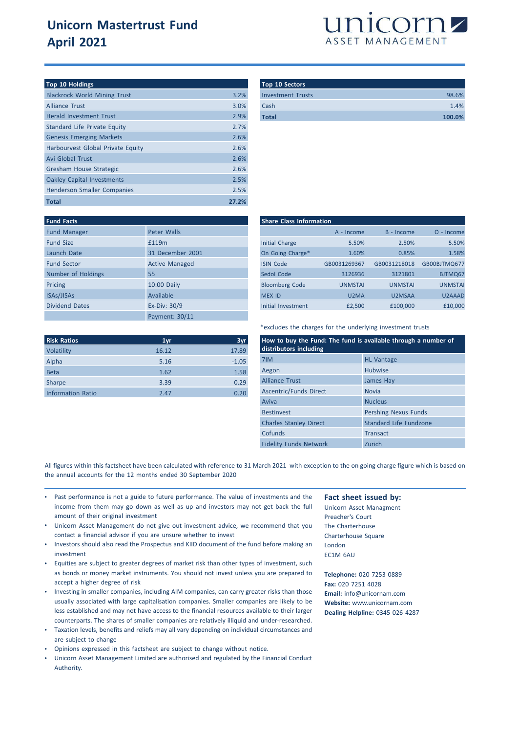# Unicorn Mastertrust Fund April 2021

unicorn ASSET MANAGEMENT

| Top 10 Holdings | |
|---|---|
| Blackrock World Mining Trust | 3.2% |
| Alliance Trust | 3.0% |
| Herald Investment Trust | 2.9% |
| Standard Life Private Equity | 2.7% |
| Genesis Emerging Markets | 2.6% |
| Harbourvest Global Private Equity | 2.6% |
| Avi Global Trust | 2.6% |
| Gresham House Strategic | 2.6% |
| Oakley Capital Investments | 2.5% |
| Henderson Smaller Companies | 2.5% |
| **Total** | **27.2%** |

| Top 10 Sectors | |
|---|---|
| Investment Trusts | 98.6% |
| Cash | 1.4% |
| **Total** | **100.0%** |

| Fund Facts | |
|---|---|
| Fund Manager | Peter Walls |
| Fund Size | £119m |
| Launch Date | 31 December 2001 |
| Fund Sector | Active Managed |
| Number of Holdings | 55 |
| Pricing | 10:00 Daily |
| ISAs/JISAs | Available |
| Dividend Dates | Ex-Div: 30/9 |
| | Payment: 30/11 |

| Share Class Information | A - Income | B - Income | O - Income |
|---|---|---|---|
| Initial Charge | 5.50% | 2.50% | 5.50% |
| On Going Charge* | 1.60% | 0.85% | 1.58% |
| ISIN Code | GB0031269367 | GB0031218018 | GB00BJTMQ677 |
| Sedol Code | 3126936 | 3121801 | BJTMQ67 |
| Bloomberg Code | UNMSTAI | UNMSTAI | UNMSTAI |
| MEX ID | U2MA | U2MSAA | U2AAAD |
| Initial Investment | £2,500 | £100,000 | £10,000 |

*excludes the charges for the underlying investment trusts

| Risk Ratios | 1yr | 3yr |
|---|---|---|
| Volatility | 16.12 | 17.89 |
| Alpha | 5.16 | -1.05 |
| Beta | 1.62 | 1.58 |
| Sharpe | 3.39 | 0.29 |
| Information Ratio | 2.47 | 0.20 |

| How to buy the Fund: The fund is available through a number of distributors including | |
|---|---|
| 7IM | HL Vantage |
| Aegon | Hubwise |
| Alliance Trust | James Hay |
| Ascentric/Funds Direct | Novia |
| Aviva | Nucleus |
| Bestinvest | Pershing Nexus Funds |
| Charles Stanley Direct | Standard Life Fundzone |
| Cofunds | Transact |
| Fidelity Funds Network | Zurich |

All figures within this factsheet have been calculated with reference to 31 March 2021 with exception to the on going charge figure which is based on the annual accounts for the 12 months ended 30 September 2020

- Past performance is not a guide to future performance. The value of investments and the income from them may go down as well as up and investors may not get back the full amount of their original investment
- Unicorn Asset Management do not give out investment advice, we recommend that you contact a financial advisor if you are unsure whether to invest
- Investors should also read the Prospectus and KIID document of the fund before making an investment
- Equities are subject to greater degrees of market risk than other types of investment, such as bonds or money market instruments. You should not invest unless you are prepared to accept a higher degree of risk
- Investing in smaller companies, including AIM companies, can carry greater risks than those usually associated with large capitalisation companies. Smaller companies are likely to be less established and may not have access to the financial resources available to their larger counterparts. The shares of smaller companies are relatively illiquid and under-researched.
- Taxation levels, benefits and reliefs may all vary depending on individual circumstances and are subject to change
- Opinions expressed in this factsheet are subject to change without notice.
- Unicorn Asset Management Limited are authorised and regulated by the Financial Conduct Authority.

**Fact sheet issued by:**

Unicorn Asset Managment
Preacher's Court
The Charterhouse
Charterhouse Square
London
EC1M 6AU

**Telephone:** 020 7253 0889
**Fax:** 020 7251 4028
**Email:** info@unicornam.com
**Website:** www.unicornam.com
**Dealing Helpline:** 0345 026 4287